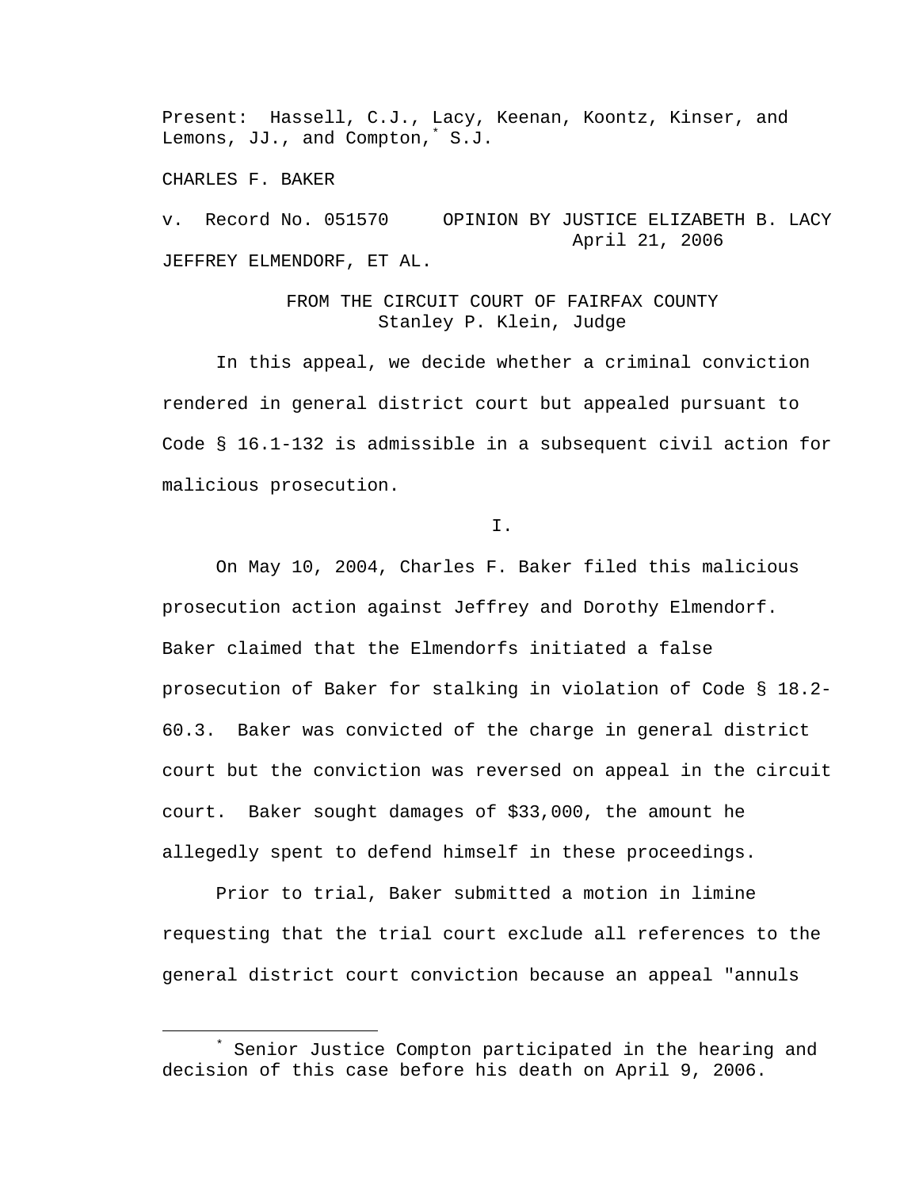Present: Hassell, C.J., Lacy, Keenan, Koontz, Kinser, and Lemons, JJ., and Compton,* S.J.

CHARLES F. BAKER

v. Record No. 051570 OPINION BY JUSTICE ELIZABETH B. LACY
April 21, 2006

JEFFREY ELMENDORF, ET AL.

FROM THE CIRCUIT COURT OF FAIRFAX COUNTY
Stanley P. Klein, Judge

In this appeal, we decide whether a criminal conviction rendered in general district court but appealed pursuant to Code § 16.1-132 is admissible in a subsequent civil action for malicious prosecution.

I.

On May 10, 2004, Charles F. Baker filed this malicious prosecution action against Jeffrey and Dorothy Elmendorf. Baker claimed that the Elmendorfs initiated a false prosecution of Baker for stalking in violation of Code § 18.2-60.3. Baker was convicted of the charge in general district court but the conviction was reversed on appeal in the circuit court. Baker sought damages of $33,000, the amount he allegedly spent to defend himself in these proceedings.

Prior to trial, Baker submitted a motion in limine requesting that the trial court exclude all references to the general district court conviction because an appeal "annuls

---

* Senior Justice Compton participated in the hearing and decision of this case before his death on April 9, 2006.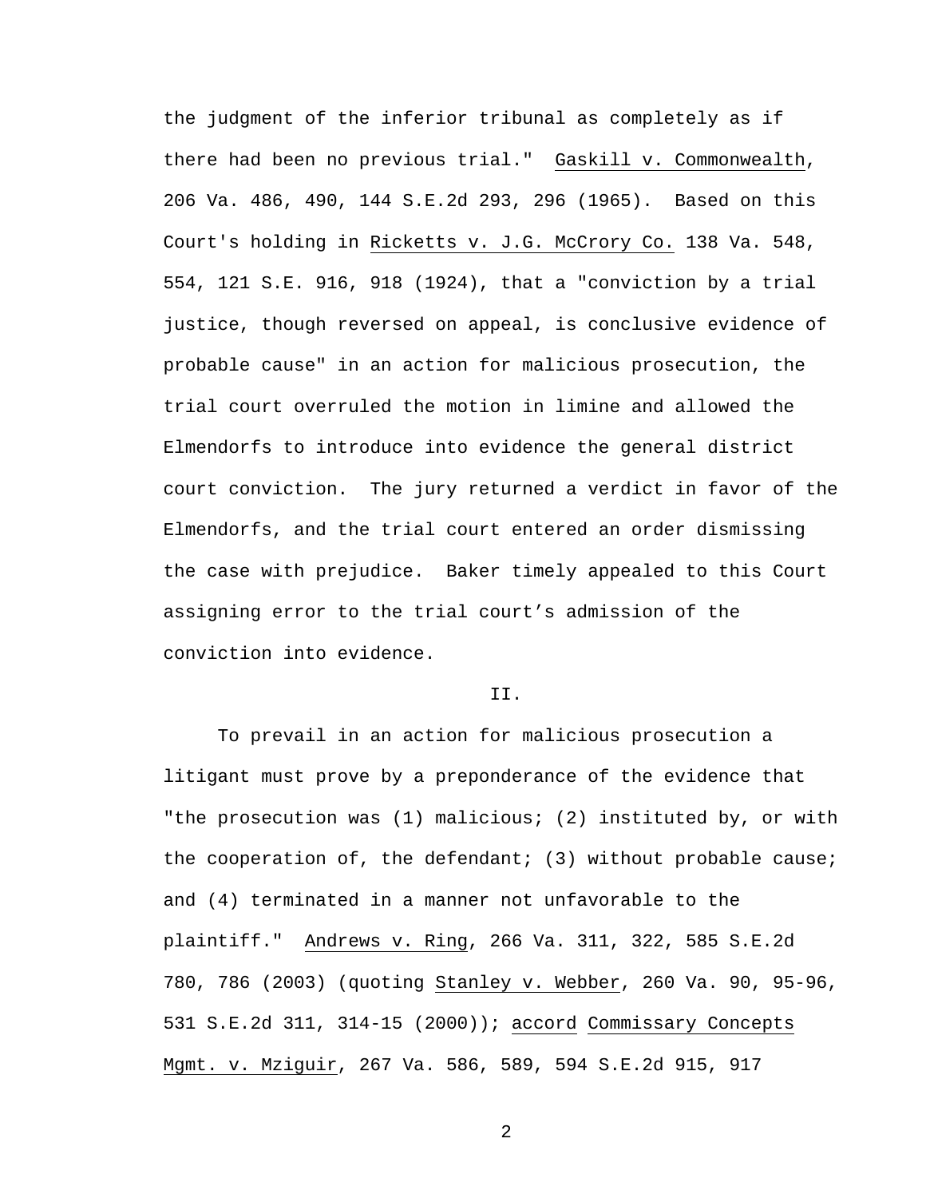the judgment of the inferior tribunal as completely as if there had been no previous trial." Gaskill v. Commonwealth, 206 Va. 486, 490, 144 S.E.2d 293, 296 (1965). Based on this Court's holding in Ricketts v. J.G. McCrory Co. 138 Va. 548, 554, 121 S.E. 916, 918 (1924), that a "conviction by a trial justice, though reversed on appeal, is conclusive evidence of probable cause" in an action for malicious prosecution, the trial court overruled the motion in limine and allowed the Elmendorfs to introduce into evidence the general district court conviction. The jury returned a verdict in favor of the Elmendorfs, and the trial court entered an order dismissing the case with prejudice. Baker timely appealed to this Court assigning error to the trial court's admission of the conviction into evidence.

## II.

To prevail in an action for malicious prosecution a litigant must prove by a preponderance of the evidence that "the prosecution was (1) malicious; (2) instituted by, or with the cooperation of, the defendant; (3) without probable cause; and (4) terminated in a manner not unfavorable to the plaintiff." Andrews v. Ring, 266 Va. 311, 322, 585 S.E.2d 780, 786 (2003) (quoting Stanley v. Webber, 260 Va. 90, 95-96, 531 S.E.2d 311, 314-15 (2000)); accord Commissary Concepts Mgmt. v. Mziguir, 267 Va. 586, 589, 594 S.E.2d 915, 917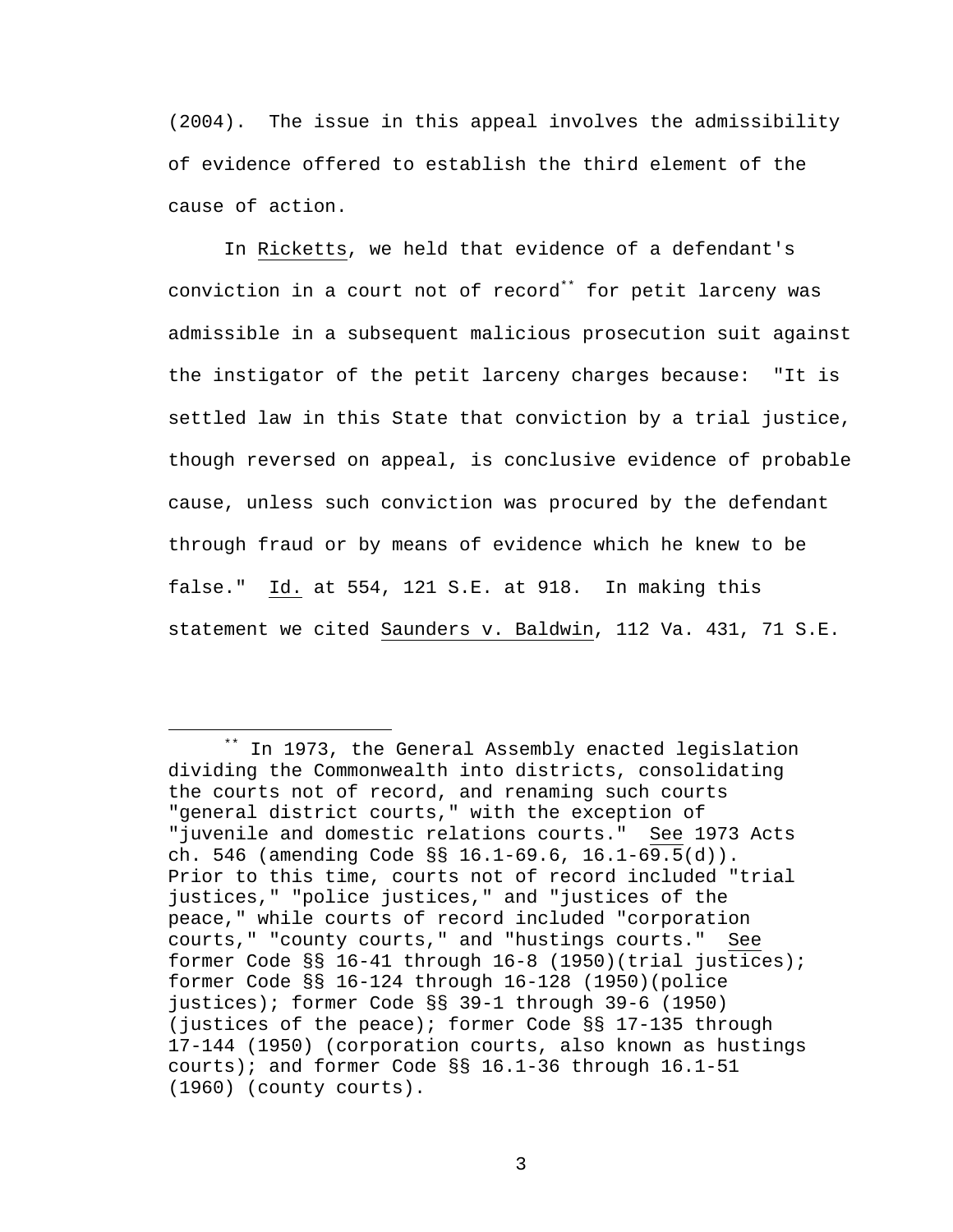(2004). The issue in this appeal involves the admissibility of evidence offered to establish the third element of the cause of action.

In Ricketts, we held that evidence of a defendant's conviction in a court not of record[**] for petit larceny was admissible in a subsequent malicious prosecution suit against the instigator of the petit larceny charges because: "It is settled law in this State that conviction by a trial justice, though reversed on appeal, is conclusive evidence of probable cause, unless such conviction was procured by the defendant through fraud or by means of evidence which he knew to be false." Id. at 554, 121 S.E. at 918. In making this statement we cited Saunders v. Baldwin, 112 Va. 431, 71 S.E.

---

[**] In 1973, the General Assembly enacted legislation dividing the Commonwealth into districts, consolidating the courts not of record, and renaming such courts "general district courts," with the exception of "juvenile and domestic relations courts." See 1973 Acts ch. 546 (amending Code §§ 16.1-69.6, 16.1-69.5(d)). Prior to this time, courts not of record included "trial justices," "police justices," and "justices of the peace," while courts of record included "corporation courts," "county courts," and "hustings courts." See former Code §§ 16-41 through 16-8 (1950)(trial justices); former Code §§ 16-124 through 16-128 (1950)(police justices); former Code §§ 39-1 through 39-6 (1950) (justices of the peace); former Code §§ 17-135 through 17-144 (1950) (corporation courts, also known as hustings courts); and former Code §§ 16.1-36 through 16.1-51 (1960) (county courts).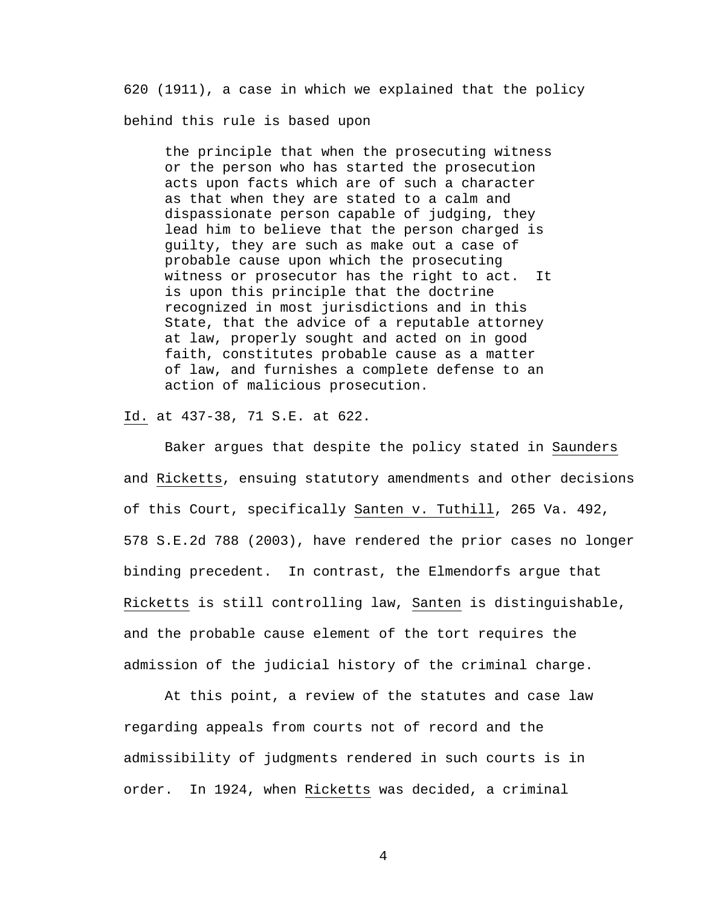620 (1911), a case in which we explained that the policy behind this rule is based upon

> the principle that when the prosecuting witness or the person who has started the prosecution acts upon facts which are of such a character as that when they are stated to a calm and dispassionate person capable of judging, they lead him to believe that the person charged is guilty, they are such as make out a case of probable cause upon which the prosecuting witness or prosecutor has the right to act. It is upon this principle that the doctrine recognized in most jurisdictions and in this State, that the advice of a reputable attorney at law, properly sought and acted on in good faith, constitutes probable cause as a matter of law, and furnishes a complete defense to an action of malicious prosecution.

Id. at 437-38, 71 S.E. at 622.

Baker argues that despite the policy stated in Saunders and Ricketts, ensuing statutory amendments and other decisions of this Court, specifically Santen v. Tuthill, 265 Va. 492, 578 S.E.2d 788 (2003), have rendered the prior cases no longer binding precedent. In contrast, the Elmendorfs argue that Ricketts is still controlling law, Santen is distinguishable, and the probable cause element of the tort requires the admission of the judicial history of the criminal charge.

At this point, a review of the statutes and case law regarding appeals from courts not of record and the admissibility of judgments rendered in such courts is in order. In 1924, when Ricketts was decided, a criminal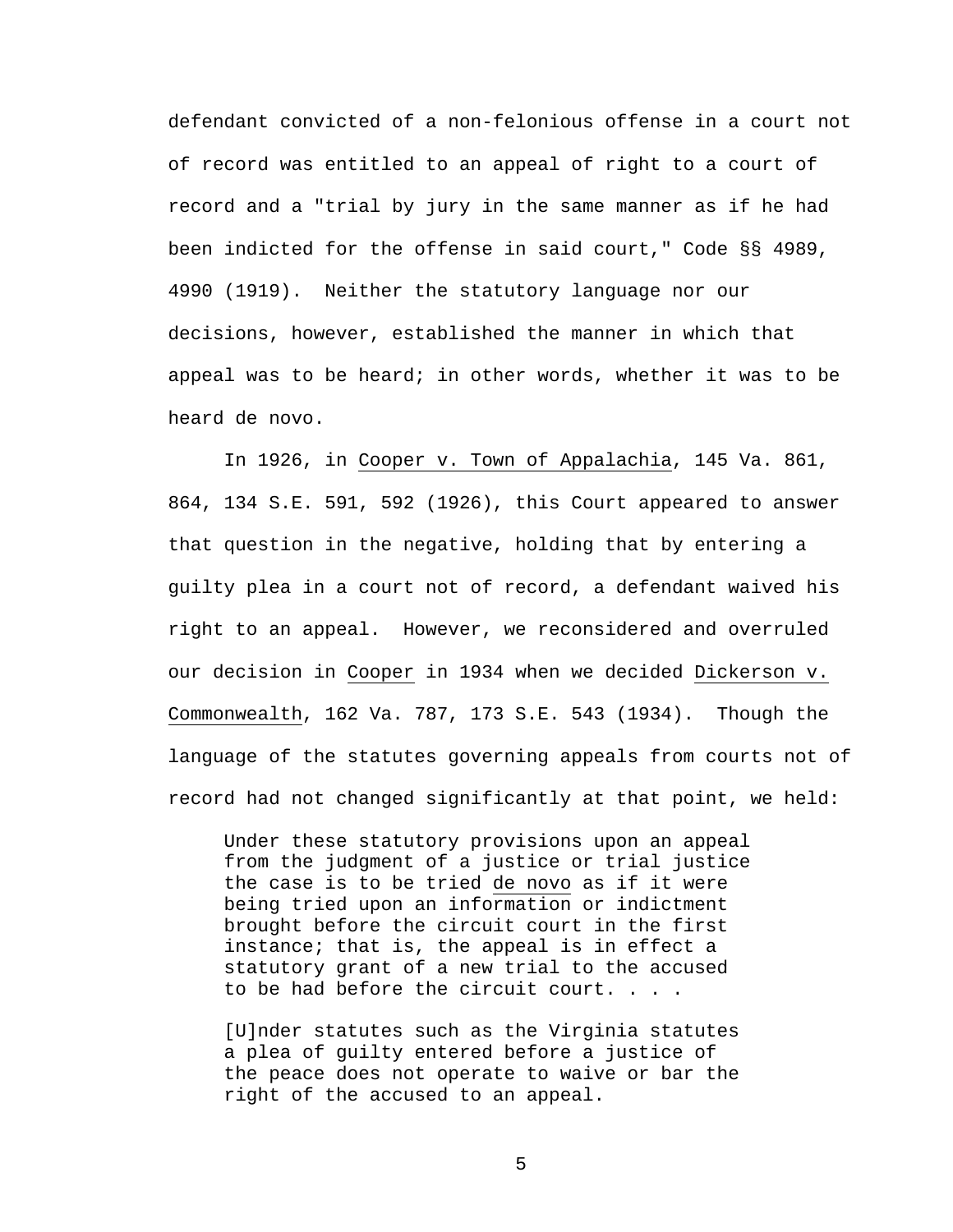defendant convicted of a non-felonious offense in a court not of record was entitled to an appeal of right to a court of record and a "trial by jury in the same manner as if he had been indicted for the offense in said court," Code §§ 4989, 4990 (1919). Neither the statutory language nor our decisions, however, established the manner in which that appeal was to be heard; in other words, whether it was to be heard de novo.

In 1926, in Cooper v. Town of Appalachia, 145 Va. 861, 864, 134 S.E. 591, 592 (1926), this Court appeared to answer that question in the negative, holding that by entering a guilty plea in a court not of record, a defendant waived his right to an appeal. However, we reconsidered and overruled our decision in Cooper in 1934 when we decided Dickerson v. Commonwealth, 162 Va. 787, 173 S.E. 543 (1934). Though the language of the statutes governing appeals from courts not of record had not changed significantly at that point, we held:

> Under these statutory provisions upon an appeal from the judgment of a justice or trial justice the case is to be tried de novo as if it were being tried upon an information or indictment brought before the circuit court in the first instance; that is, the appeal is in effect a statutory grant of a new trial to the accused to be had before the circuit court. . . .
>
> [U]nder statutes such as the Virginia statutes a plea of guilty entered before a justice of the peace does not operate to waive or bar the right of the accused to an appeal.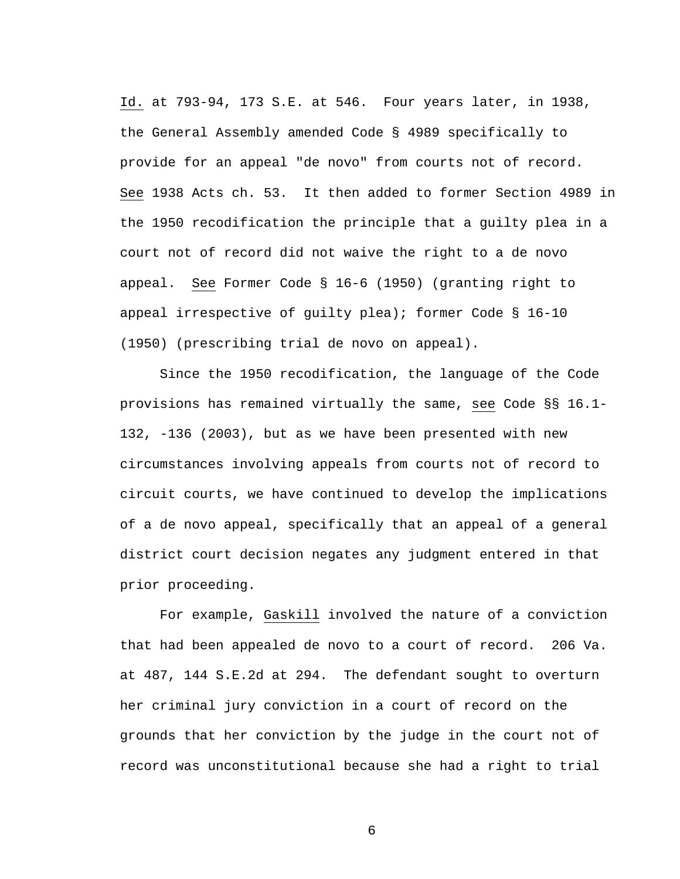Id. at 793-94, 173 S.E. at 546. Four years later, in 1938, the General Assembly amended Code § 4989 specifically to provide for an appeal "de novo" from courts not of record. See 1938 Acts ch. 53. It then added to former Section 4989 in the 1950 recodification the principle that a guilty plea in a court not of record did not waive the right to a de novo appeal. See Former Code § 16-6 (1950) (granting right to appeal irrespective of guilty plea); former Code § 16-10 (1950) (prescribing trial de novo on appeal).

Since the 1950 recodification, the language of the Code provisions has remained virtually the same, see Code §§ 16.1-132, -136 (2003), but as we have been presented with new circumstances involving appeals from courts not of record to circuit courts, we have continued to develop the implications of a de novo appeal, specifically that an appeal of a general district court decision negates any judgment entered in that prior proceeding.

For example, Gaskill involved the nature of a conviction that had been appealed de novo to a court of record. 206 Va. at 487, 144 S.E.2d at 294. The defendant sought to overturn her criminal jury conviction in a court of record on the grounds that her conviction by the judge in the court not of record was unconstitutional because she had a right to trial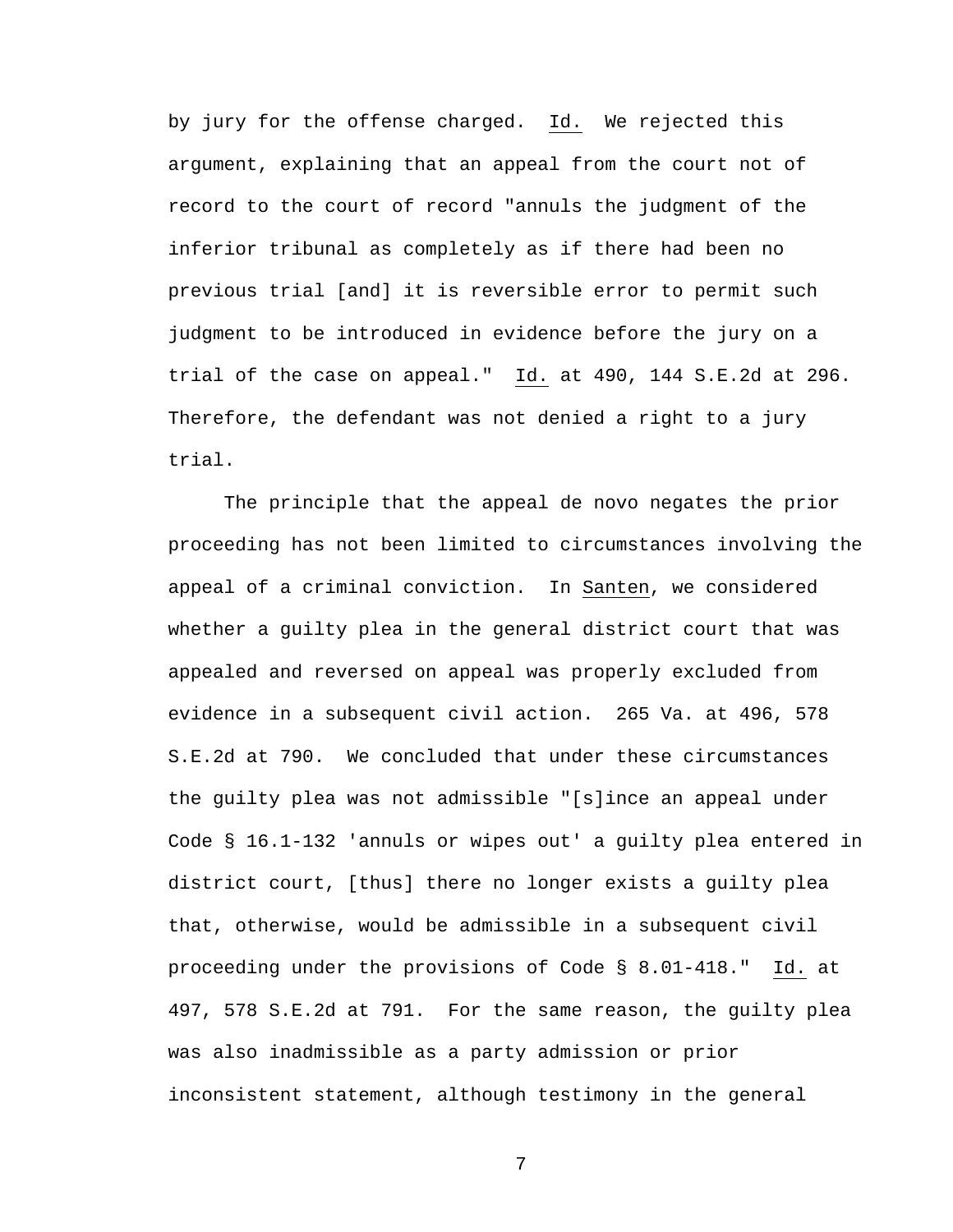by jury for the offense charged. Id. We rejected this argument, explaining that an appeal from the court not of record to the court of record "annuls the judgment of the inferior tribunal as completely as if there had been no previous trial [and] it is reversible error to permit such judgment to be introduced in evidence before the jury on a trial of the case on appeal." Id. at 490, 144 S.E.2d at 296. Therefore, the defendant was not denied a right to a jury trial.

The principle that the appeal de novo negates the prior proceeding has not been limited to circumstances involving the appeal of a criminal conviction. In Santen, we considered whether a guilty plea in the general district court that was appealed and reversed on appeal was properly excluded from evidence in a subsequent civil action. 265 Va. at 496, 578 S.E.2d at 790. We concluded that under these circumstances the guilty plea was not admissible "[s]ince an appeal under Code § 16.1-132 'annuls or wipes out' a guilty plea entered in district court, [thus] there no longer exists a guilty plea that, otherwise, would be admissible in a subsequent civil proceeding under the provisions of Code § 8.01-418." Id. at 497, 578 S.E.2d at 791. For the same reason, the guilty plea was also inadmissible as a party admission or prior inconsistent statement, although testimony in the general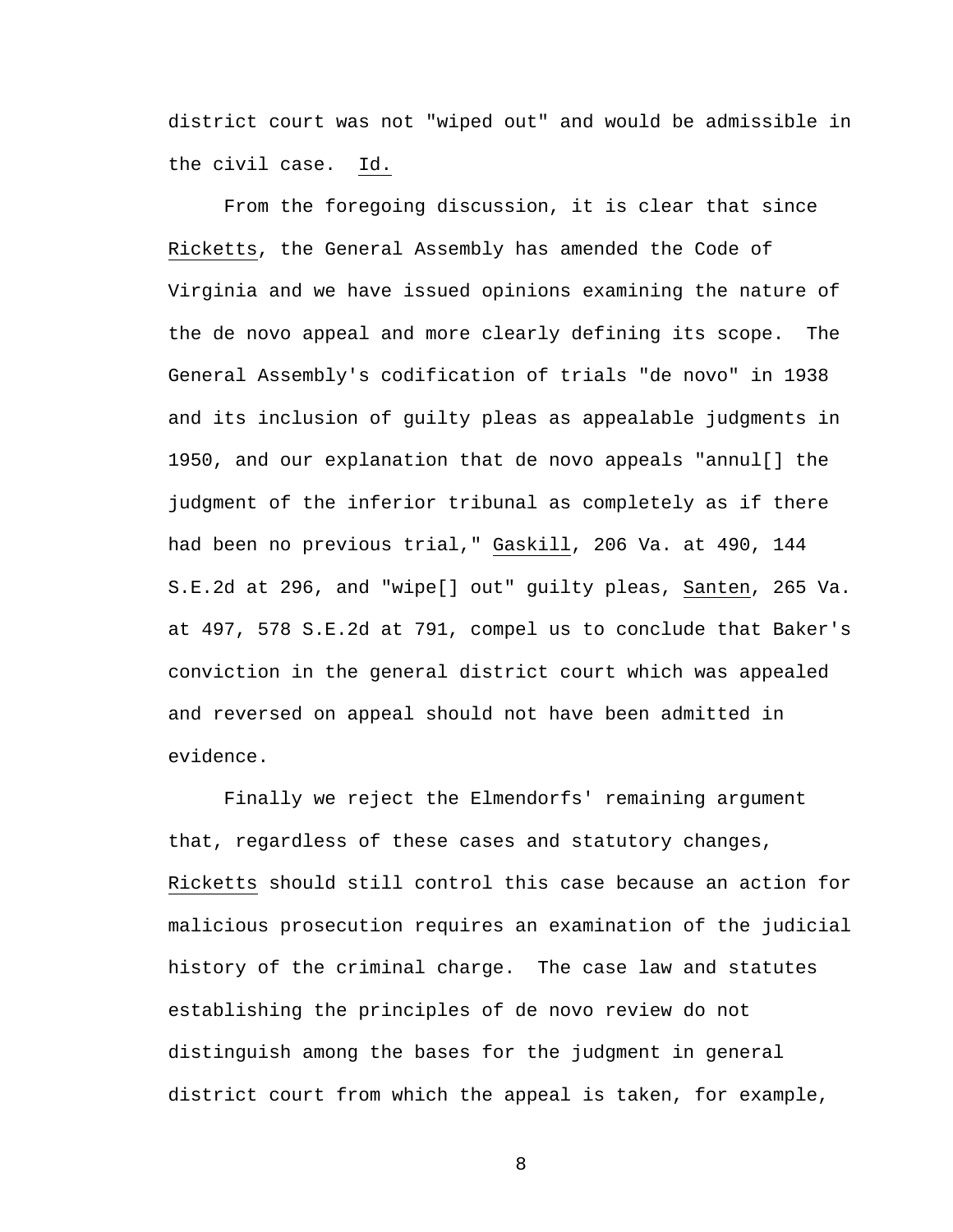district court was not "wiped out" and would be admissible in the civil case. Id.

From the foregoing discussion, it is clear that since Ricketts, the General Assembly has amended the Code of Virginia and we have issued opinions examining the nature of the de novo appeal and more clearly defining its scope. The General Assembly's codification of trials "de novo" in 1938 and its inclusion of guilty pleas as appealable judgments in 1950, and our explanation that de novo appeals "annul[] the judgment of the inferior tribunal as completely as if there had been no previous trial," Gaskill, 206 Va. at 490, 144 S.E.2d at 296, and "wipe[] out" guilty pleas, Santen, 265 Va. at 497, 578 S.E.2d at 791, compel us to conclude that Baker's conviction in the general district court which was appealed and reversed on appeal should not have been admitted in evidence.

Finally we reject the Elmendorfs' remaining argument that, regardless of these cases and statutory changes, Ricketts should still control this case because an action for malicious prosecution requires an examination of the judicial history of the criminal charge. The case law and statutes establishing the principles of de novo review do not distinguish among the bases for the judgment in general district court from which the appeal is taken, for example,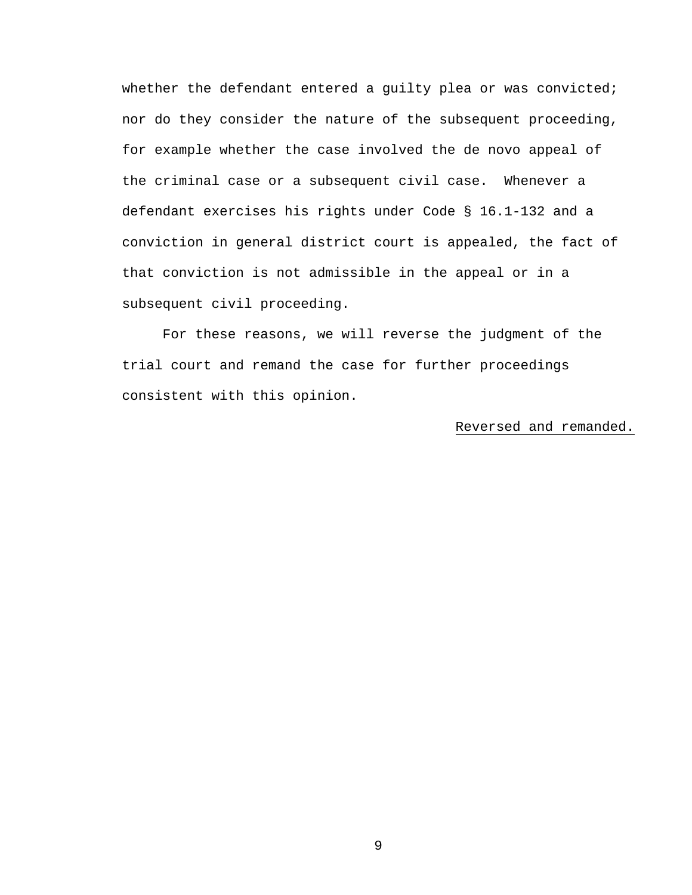whether the defendant entered a guilty plea or was convicted; nor do they consider the nature of the subsequent proceeding, for example whether the case involved the de novo appeal of the criminal case or a subsequent civil case. Whenever a defendant exercises his rights under Code § 16.1-132 and a conviction in general district court is appealed, the fact of that conviction is not admissible in the appeal or in a subsequent civil proceeding.

For these reasons, we will reverse the judgment of the trial court and remand the case for further proceedings consistent with this opinion.

Reversed and remanded.